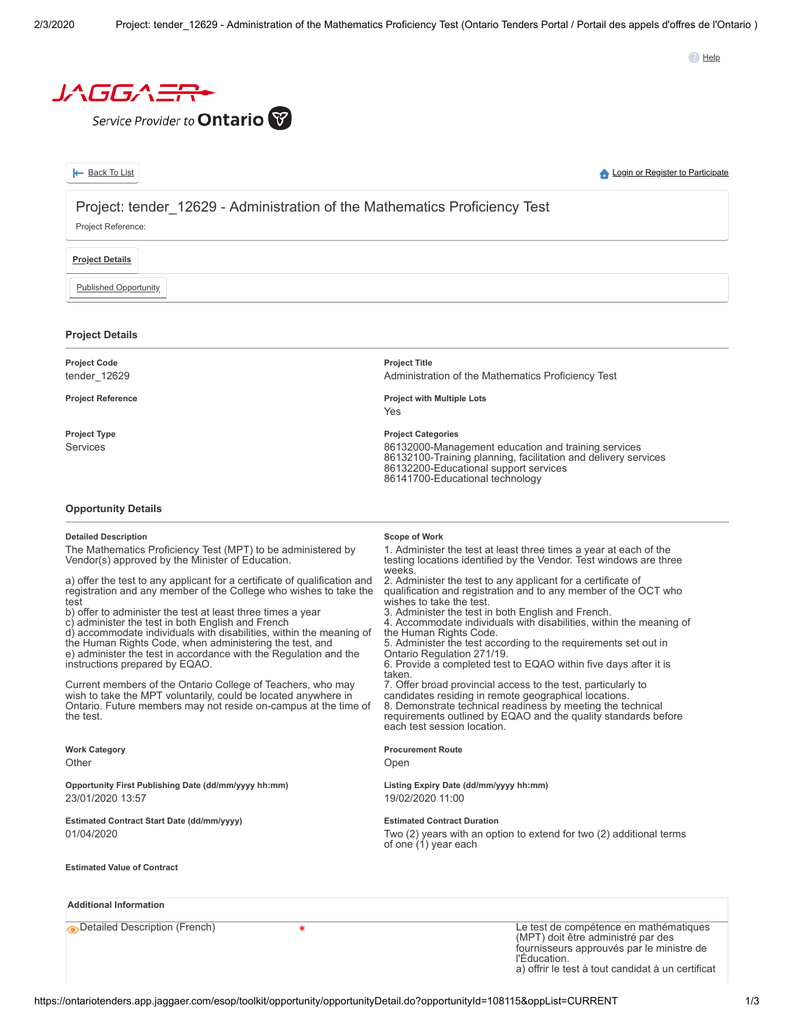Help

JAGGAER

Service Provider to Ontario

Back To List

Login or Register to Participate

# Project: tender_12629 - Administration of the Mathematics Proficiency Test

Project Reference:

Project Details

Published Opportunity

## Project Details

**Project Code**
tender_12629

**Project Title**
Administration of the Mathematics Proficiency Test

**Project Reference**

**Project with Multiple Lots**
Yes

**Project Type**
Services

**Project Categories**
86132000-Management education and training services
86132100-Training planning, facilitation and delivery services
86132200-Educational support services
86141700-Educational technology

## Opportunity Details

**Detailed Description**

The Mathematics Proficiency Test (MPT) to be administered by Vendor(s) approved by the Minister of Education.

a) offer the test to any applicant for a certificate of qualification and registration and any member of the College who wishes to take the test
b) offer to administer the test at least three times a year
c) administer the test in both English and French
d) accommodate individuals with disabilities, within the meaning of the Human Rights Code, when administering the test, and
e) administer the test in accordance with the Regulation and the instructions prepared by EQAO.

Current members of the Ontario College of Teachers, who may wish to take the MPT voluntarily, could be located anywhere in Ontario. Future members may not reside on-campus at the time of the test.

**Scope of Work**

1. Administer the test at least three times a year at each of the testing locations identified by the Vendor. Test windows are three weeks.
2. Administer the test to any applicant for a certificate of qualification and registration and to any member of the OCT who wishes to take the test.
3. Administer the test in both English and French.
4. Accommodate individuals with disabilities, within the meaning of the Human Rights Code.
5. Administer the test according to the requirements set out in Ontario Regulation 271/19.
6. Provide a completed test to EQAO within five days after it is taken.
7. Offer broad provincial access to the test, particularly to candidates residing in remote geographical locations.
8. Demonstrate technical readiness by meeting the technical requirements outlined by EQAO and the quality standards before each test session location.

**Work Category**
Other

**Procurement Route**
Open

**Opportunity First Publishing Date (dd/mm/yyyy hh:mm)**
23/01/2020 13:57

**Listing Expiry Date (dd/mm/yyyy hh:mm)**
19/02/2020 11:00

**Estimated Contract Start Date (dd/mm/yyyy)**
01/04/2020

**Estimated Contract Duration**
Two (2) years with an option to extend for two (2) additional terms of one (1) year each

**Estimated Value of Contract**

**Additional Information**

| Detailed Description (French) | * | Le test de compétence en mathématiques (MPT) doit être administré par des fournisseurs approuvés par le ministre de l'Éducation. a) offrir le test à tout candidat à un certificat |
|---|---|---|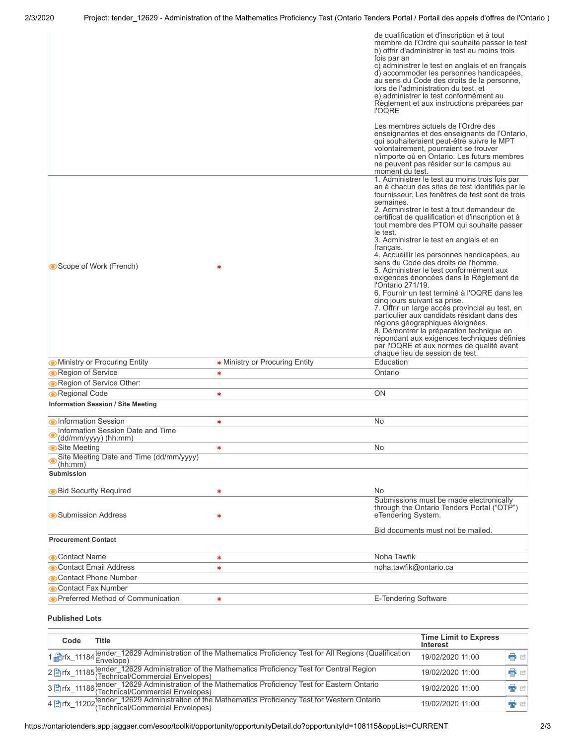| | | |
|---|---|---|
| | | de qualification et d'inscription et à tout membre de l'Ordre qui souhaite passer le test<br>b) offrir d'administrer le test au moins trois fois par an<br>c) administrer le test en anglais et en français<br>d) accommoder les personnes handicapées, au sens du Code des droits de la personne, lors de l'administration du test, et<br>e) administrer le test conformément au Règlement et aux instructions préparées par l'OQRE<br><br>Les membres actuels de l'Ordre des enseignantes et des enseignants de l'Ontario, qui souhaiteraient peut-être suivre le MPT volontairement, pourraient se trouver n'importe où en Ontario. Les futurs membres ne peuvent pas résider sur le campus au moment du test. |
| Scope of Work (French) | * | 1. Administrer le test au moins trois fois par an à chacun des sites de test identifiés par le fournisseur. Les fenêtres de test sont de trois semaines.<br>2. Administrer le test à tout demandeur de certificat de qualification et d'inscription et à tout membre des PTOM qui souhaite passer le test.<br>3. Administrer le test en anglais et en français.<br>4. Accueillir les personnes handicapées, au sens du Code des droits de l'homme.<br>5. Administrer le test conformément aux exigences énoncées dans le Règlement de l'Ontario 271/19.<br>6. Fournir un test terminé à l'OQRE dans les cinq jours suivant sa prise.<br>7. Offrir un large accès provincial au test, en particulier aux candidats résidant dans des régions géographiques éloignées.<br>8. Démontrer la préparation technique en répondant aux exigences techniques définies par l'OQRE et aux normes de qualité avant chaque lieu de session de test. |
| Ministry or Procuring Entity | * Ministry or Procuring Entity | Education |
| Region of Service | * | Ontario |
| Region of Service Other: | | |
| Regional Code | * | ON |
| **Information Session / Site Meeting** | | |
| Information Session | * | No |
| Information Session Date and Time (dd/mm/yyyy) (hh:mm) | | |
| Site Meeting | * | No |
| Site Meeting Date and Time (dd/mm/yyyy) (hh:mm) | | |
| **Submission** | | |
| Bid Security Required | * | No |
| Submission Address | * | Submissions must be made electronically through the Ontario Tenders Portal ("OTP") eTendering System.<br><br>Bid documents must not be mailed. |
| **Procurement Contact** | | |
| Contact Name | * | Noha Tawfik |
| Contact Email Address | * | noha.tawfik@ontario.ca |
| Contact Phone Number | | |
| Contact Fax Number | | |
| Preferred Method of Communication | * | E-Tendering Software |

### Published Lots

| | Code | Title | Time Limit to Express Interest |
|---|---|---|---|
| 1 | rfx_11184 | tender_12629 Administration of the Mathematics Proficiency Test for All Regions (Qualification Envelope) | 19/02/2020 11:00 |
| 2 | rfx_11185 | tender_12629 Administration of the Mathematics Proficiency Test for Central Region (Technical/Commercial Envelopes) | 19/02/2020 11:00 |
| 3 | rfx_11186 | tender_12629 Administration of the Mathematics Proficiency Test for Eastern Ontario (Technical/Commercial Envelopes) | 19/02/2020 11:00 |
| 4 | rfx_11202 | tender_12629 Administration of the Mathematics Proficiency Test for Western Ontario (Technical/Commercial Envelopes) | 19/02/2020 11:00 |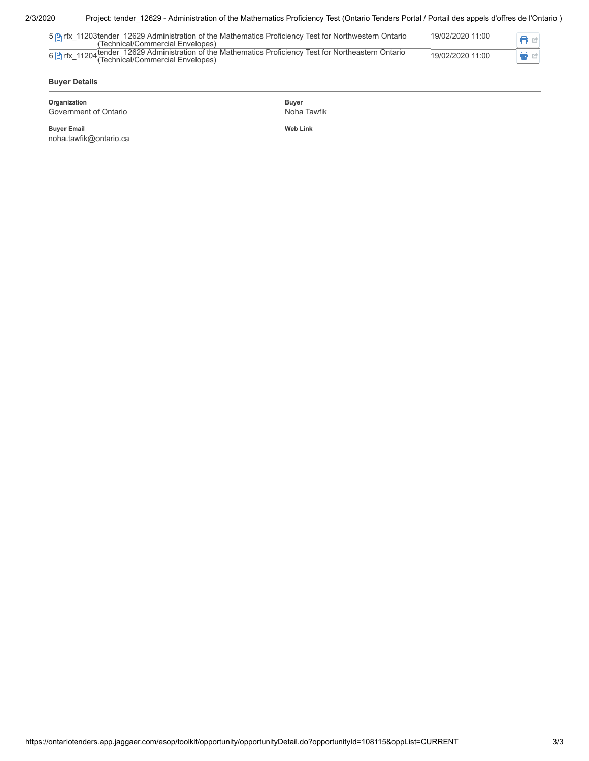| | | | | |
|---|---|---|---|---|
| 5 | rfx_11203 | tender_12629 Administration of the Mathematics Proficiency Test for Northwestern Ontario (Technical/Commercial Envelopes) | 19/02/2020 11:00 | |
| 6 | rfx_11204 | tender_12629 Administration of the Mathematics Proficiency Test for Northeastern Ontario (Technical/Commercial Envelopes) | 19/02/2020 11:00 | |

### Buyer Details

**Organization**
Government of Ontario

**Buyer**
Noha Tawfik

**Buyer Email**
noha.tawfik@ontario.ca

**Web Link**